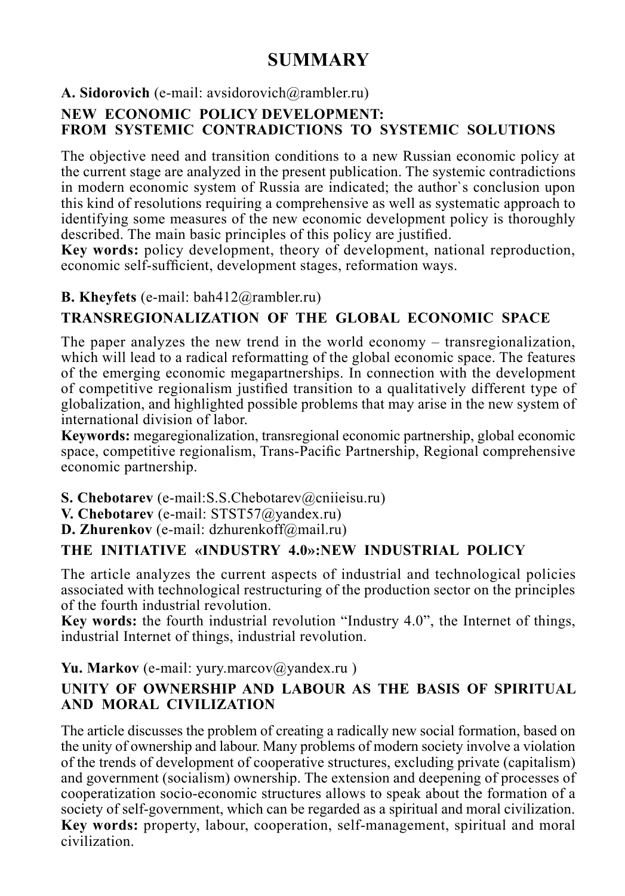# SUMMARY

**A. Sidorovich** (e-mail: avsidorovich@rambler.ru)

### NEW ECONOMIC POLICY DEVELOPMENT: FROM SYSTEMIC CONTRADICTIONS TO SYSTEMIC SOLUTIONS

The objective need and transition conditions to a new Russian economic policy at the current stage are analyzed in the present publication. The systemic contradictions in modern economic system of Russia are indicated; the author`s conclusion upon this kind of resolutions requiring a comprehensive as well as systematic approach to identifying some measures of the new economic development policy is thoroughly described. The main basic principles of this policy are justified.

**Key words:** policy development, theory of development, national reproduction, economic self-sufficient, development stages, reformation ways.

**B. Kheyfets** (e-mail: bah412@rambler.ru)

### TRANSREGIONALIZATION OF THE GLOBAL ECONOMIC SPACE

The paper analyzes the new trend in the world economy – transregionalization, which will lead to a radical reformatting of the global economic space. The features of the emerging economic megapartnerships. In connection with the development of competitive regionalism justified transition to a qualitatively different type of globalization, and highlighted possible problems that may arise in the new system of international division of labor.

**Keywords:** megaregionalization, transregional economic partnership, global economic space, competitive regionalism, Trans-Pacific Partnership, Regional comprehensive economic partnership.

**S. Chebotarev** (e-mail:S.S.Chebotarev@cniieisu.ru)
**V. Chebotarev** (e-mail: STST57@yandex.ru)
**D. Zhurenkov** (e-mail: dzhurenkoff@mail.ru)

### THE INITIATIVE «INDUSTRY 4.0»:NEW INDUSTRIAL POLICY

The article analyzes the current aspects of industrial and technological policies associated with technological restructuring of the production sector on the principles of the fourth industrial revolution.

**Key words:** the fourth industrial revolution "Industry 4.0", the Internet of things, industrial Internet of things, industrial revolution.

**Yu. Markov** (e-mail: yury.marcov@yandex.ru )

### UNITY OF OWNERSHIP AND LABOUR AS THE BASIS OF SPIRITUAL AND MORAL CIVILIZATION

The article discusses the problem of creating a radically new social formation, based on the unity of ownership and labour. Many problems of modern society involve a violation of the trends of development of cooperative structures, excluding private (capitalism) and government (socialism) ownership. The extension and deepening of processes of cooperatization socio-economic structures allows to speak about the formation of a society of self-government, which can be regarded as a spiritual and moral civilization.

**Key words:** property, labour, cooperation, self-management, spiritual and moral civilization.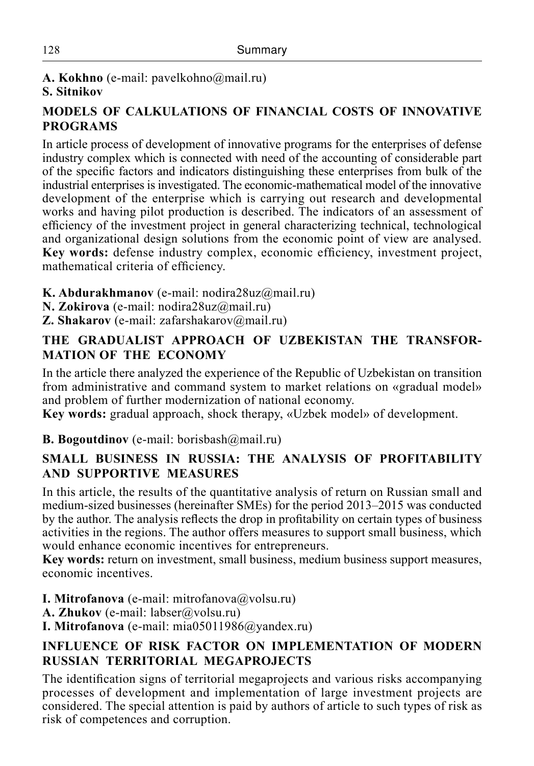**A. Kokhno** (e-mail: pavelkohno@mail.ru)
**S. Sitnikov**

## MODELS OF CALKULATIONS OF FINANCIAL COSTS OF INNOVATIVE PROGRAMS

In article process of development of innovative programs for the enterprises of defense industry complex which is connected with need of the accounting of considerable part of the specific factors and indicators distinguishing these enterprises from bulk of the industrial enterprises is investigated. The economic-mathematical model of the innovative development of the enterprise which is carrying out research and developmental works and having pilot production is described. The indicators of an assessment of efficiency of the investment project in general characterizing technical, technological and organizational design solutions from the economic point of view are analysed.
**Key words:** defense industry complex, economic efficiency, investment project, mathematical criteria of efficiency.

**K. Abdurakhmanov** (e-mail: nodira28uz@mail.ru)
**N. Zokirova** (e-mail: nodira28uz@mail.ru)
**Z. Shakarov** (e-mail: zafarshakarov@mail.ru)

## THE GRADUALIST APPROACH OF UZBEKISTAN THE TRANSFORMATION OF THE ECONOMY

In the article there analyzed the experience of the Republic of Uzbekistan on transition from administrative and command system to market relations on «gradual model» and problem of further modernization of national economy.
**Key words:** gradual approach, shock therapy, «Uzbek model» of development.

**B. Bogoutdinov** (e-mail: borisbash@mail.ru)

## SMALL BUSINESS IN RUSSIA: THE ANALYSIS OF PROFITABILITY AND SUPPORTIVE MEASURES

In this article, the results of the quantitative analysis of return on Russian small and medium-sized businesses (hereinafter SMEs) for the period 2013–2015 was conducted by the author. The analysis reflects the drop in profitability on certain types of business activities in the regions. The author offers measures to support small business, which would enhance economic incentives for entrepreneurs.
**Key words:** return on investment, small business, medium business support measures, economic incentives.

**I. Mitrofanova** (e-mail: mitrofanova@volsu.ru)
**A. Zhukov** (e-mail: labser@volsu.ru)
**I. Mitrofanova** (e-mail: mia05011986@yandex.ru)

## INFLUENCE OF RISK FACTOR ON IMPLEMENTATION OF MODERN RUSSIAN TERRITORIAL MEGAPROJECTS

The identification signs of territorial megaprojects and various risks accompanying processes of development and implementation of large investment projects are considered. The special attention is paid by authors of article to such types of risk as risk of competences and corruption.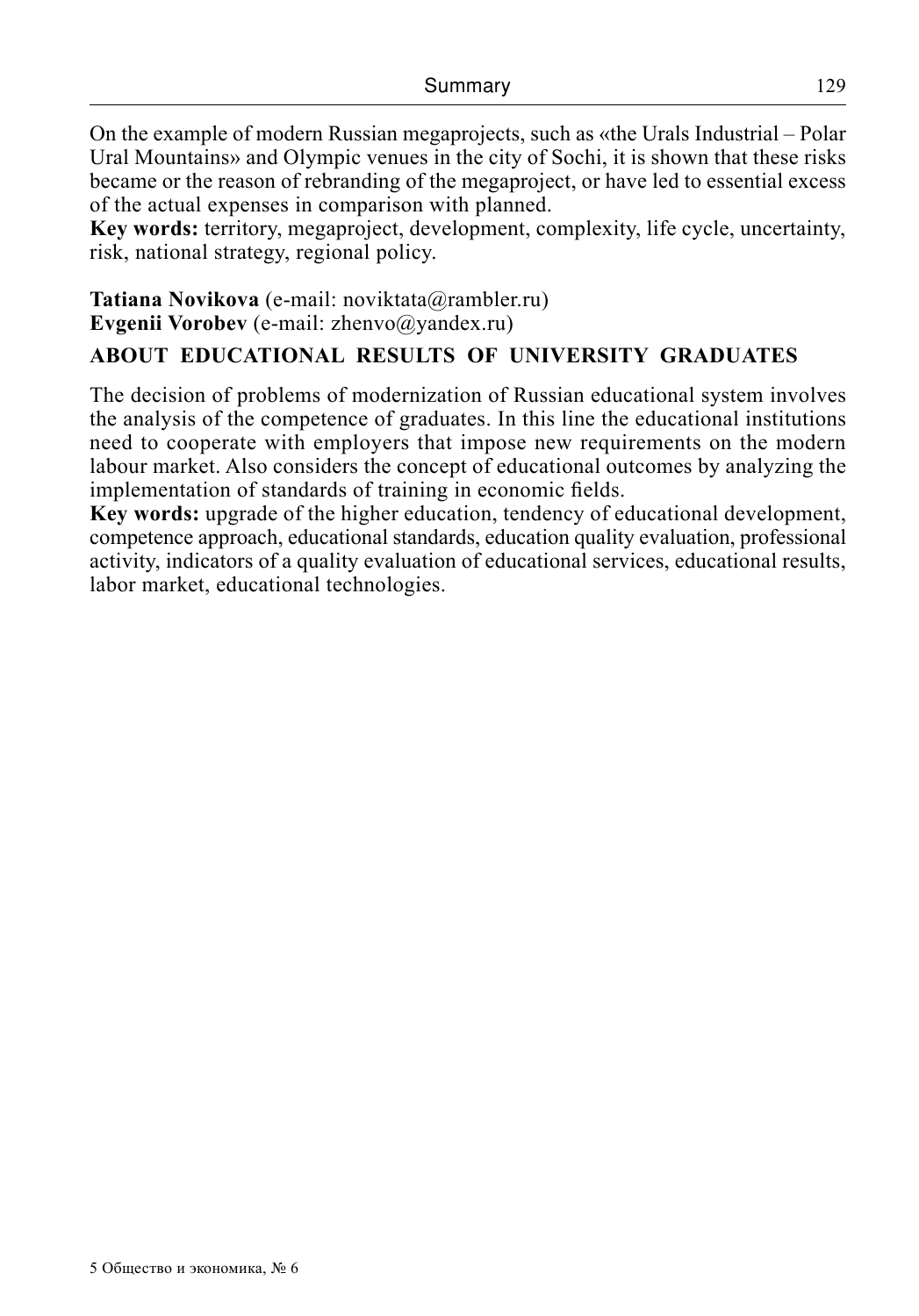On the example of modern Russian megaprojects, such as «the Urals Industrial – Polar Ural Mountains» and Olympic venues in the city of Sochi, it is shown that these risks became or the reason of rebranding of the megaproject, or have led to essential excess of the actual expenses in comparison with planned.

**Key words:** territory, megaproject, development, complexity, life cycle, uncertainty, risk, national strategy, regional policy.

**Tatiana Novikova** (e-mail: noviktata@rambler.ru)
**Evgenii Vorobev** (e-mail: zhenvo@yandex.ru)

## ABOUT EDUCATIONAL RESULTS OF UNIVERSITY GRADUATES

The decision of problems of modernization of Russian educational system involves the analysis of the competence of graduates. In this line the educational institutions need to cooperate with employers that impose new requirements on the modern labour market. Also considers the concept of educational outcomes by analyzing the implementation of standards of training in economic fields.

**Key words:** upgrade of the higher education, tendency of educational development, competence approach, educational standards, education quality evaluation, professional activity, indicators of a quality evaluation of educational services, educational results, labor market, educational technologies.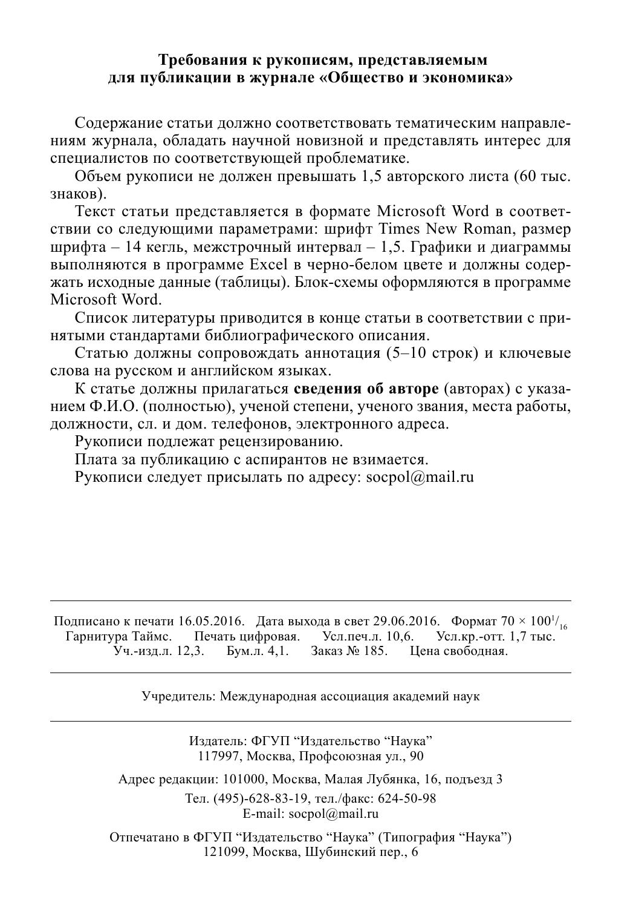## Требования к рукописям, представляемым для публикации в журнале «Общество и экономика»

Содержание статьи должно соответствовать тематическим направлениям журнала, обладать научной новизной и представлять интерес для специалистов по соответствующей проблематике.

Объем рукописи не должен превышать 1,5 авторского листа (60 тыс. знаков).

Текст статьи представляется в формате Microsoft Word в соответствии со следующими параметрами: шрифт Times New Roman, размер шрифта – 14 кегль, межстрочный интервал – 1,5. Графики и диаграммы выполняются в программе Excel в черно-белом цвете и должны содержать исходные данные (таблицы). Блок-схемы оформляются в программе Microsoft Word.

Список литературы приводится в конце статьи в соответствии с принятыми стандартами библиографического описания.

Статью должны сопровождать аннотация (5–10 строк) и ключевые слова на русском и английском языках.

К статье должны прилагаться **сведения об авторе** (авторах) с указанием Ф.И.О. (полностью), ученой степени, ученого звания, места работы, должности, сл. и дом. телефонов, электронного адреса.

Рукописи подлежат рецензированию.

Плата за публикацию с аспирантов не взимается.

Рукописи следует присылать по адресу: socpol@mail.ru

---

Подписано к печати 16.05.2016. Дата выхода в свет 29.06.2016. Формат $70 \times 100^{1}/_{16}$
Гарнитура Таймс. Печать цифровая. Усл.печ.л. 10,6. Усл.кр.-отт. 1,7 тыс.
Уч.-изд.л. 12,3. Бум.л. 4,1. Заказ № 185. Цена свободная.

---

Учредитель: Международная ассоциация академий наук

---

Издатель: ФГУП "Издательство "Наука"
117997, Москва, Профсоюзная ул., 90

Адрес редакции: 101000, Москва, Малая Лубянка, 16, подъезд 3

Тел. (495)-628-83-19, тел./факс: 624-50-98
E-mail: socpol@mail.ru

Отпечатано в ФГУП "Издательство "Наука" (Типография "Наука")
121099, Москва, Шубинский пер., 6